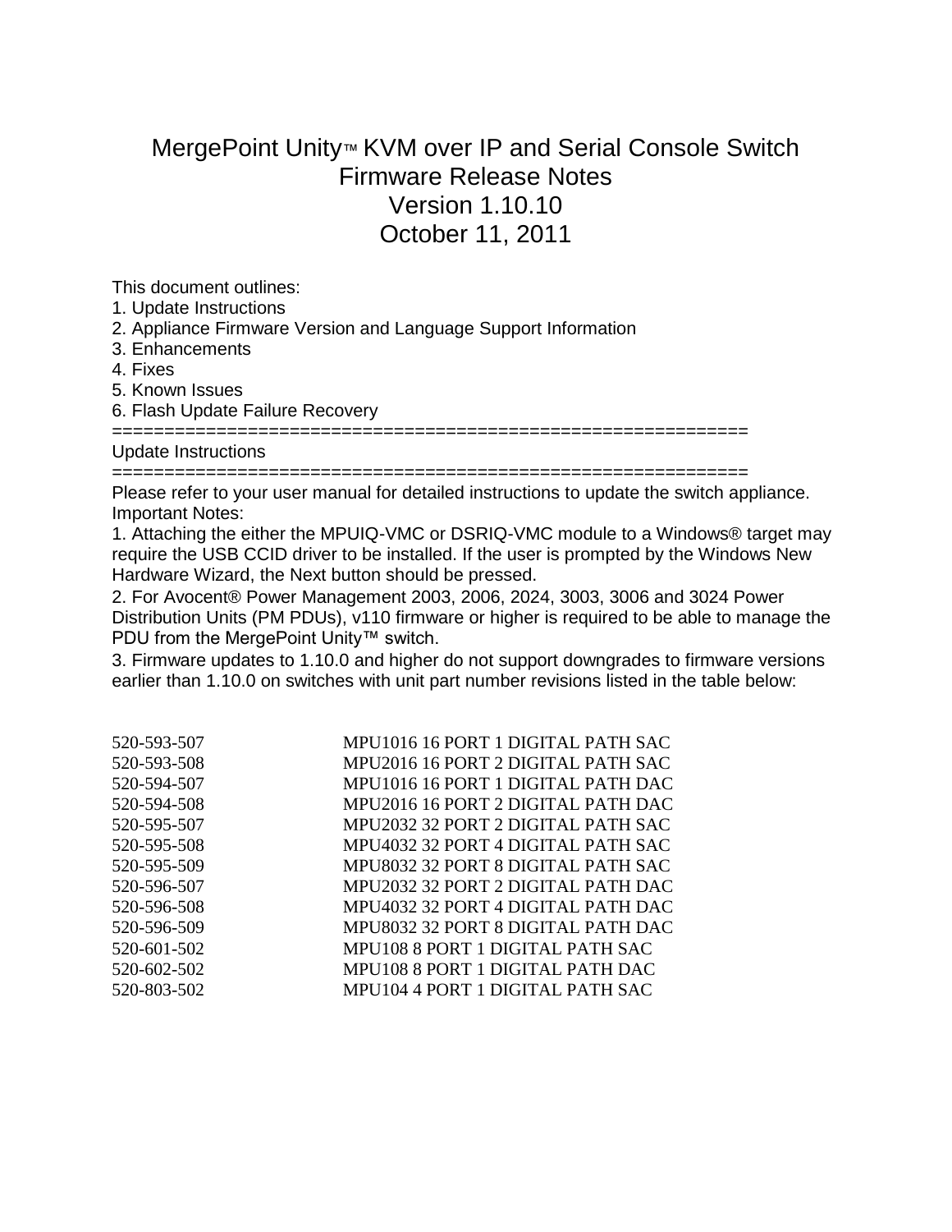# MergePoint Unity™ KVM over IP and Serial Console Switch Firmware Release Notes Version 1.10.10 October 11, 2011

This document outlines:

1. Update Instructions
2. Appliance Firmware Version and Language Support Information
3. Enhancements
4. Fixes
5. Known Issues
6. Flash Update Failure Recovery

=============================================================

## Update Instructions

=============================================================

Please refer to your user manual for detailed instructions to update the switch appliance.

Important Notes:

1. Attaching the either the MPUIQ-VMC or DSRIQ-VMC module to a Windows® target may require the USB CCID driver to be installed. If the user is prompted by the Windows New Hardware Wizard, the Next button should be pressed.
2. For Avocent® Power Management 2003, 2006, 2024, 3003, 3006 and 3024 Power Distribution Units (PM PDUs), v110 firmware or higher is required to be able to manage the PDU from the MergePoint Unity™ switch.
3. Firmware updates to 1.10.0 and higher do not support downgrades to firmware versions earlier than 1.10.0 on switches with unit part number revisions listed in the table below:

| | |
|---|---|
| 520-593-507 | MPU1016 16 PORT 1 DIGITAL PATH SAC |
| 520-593-508 | MPU2016 16 PORT 2 DIGITAL PATH SAC |
| 520-594-507 | MPU1016 16 PORT 1 DIGITAL PATH DAC |
| 520-594-508 | MPU2016 16 PORT 2 DIGITAL PATH DAC |
| 520-595-507 | MPU2032 32 PORT 2 DIGITAL PATH SAC |
| 520-595-508 | MPU4032 32 PORT 4 DIGITAL PATH SAC |
| 520-595-509 | MPU8032 32 PORT 8 DIGITAL PATH SAC |
| 520-596-507 | MPU2032 32 PORT 2 DIGITAL PATH DAC |
| 520-596-508 | MPU4032 32 PORT 4 DIGITAL PATH DAC |
| 520-596-509 | MPU8032 32 PORT 8 DIGITAL PATH DAC |
| 520-601-502 | MPU108 8 PORT 1 DIGITAL PATH SAC |
| 520-602-502 | MPU108 8 PORT 1 DIGITAL PATH DAC |
| 520-803-502 | MPU104 4 PORT 1 DIGITAL PATH SAC |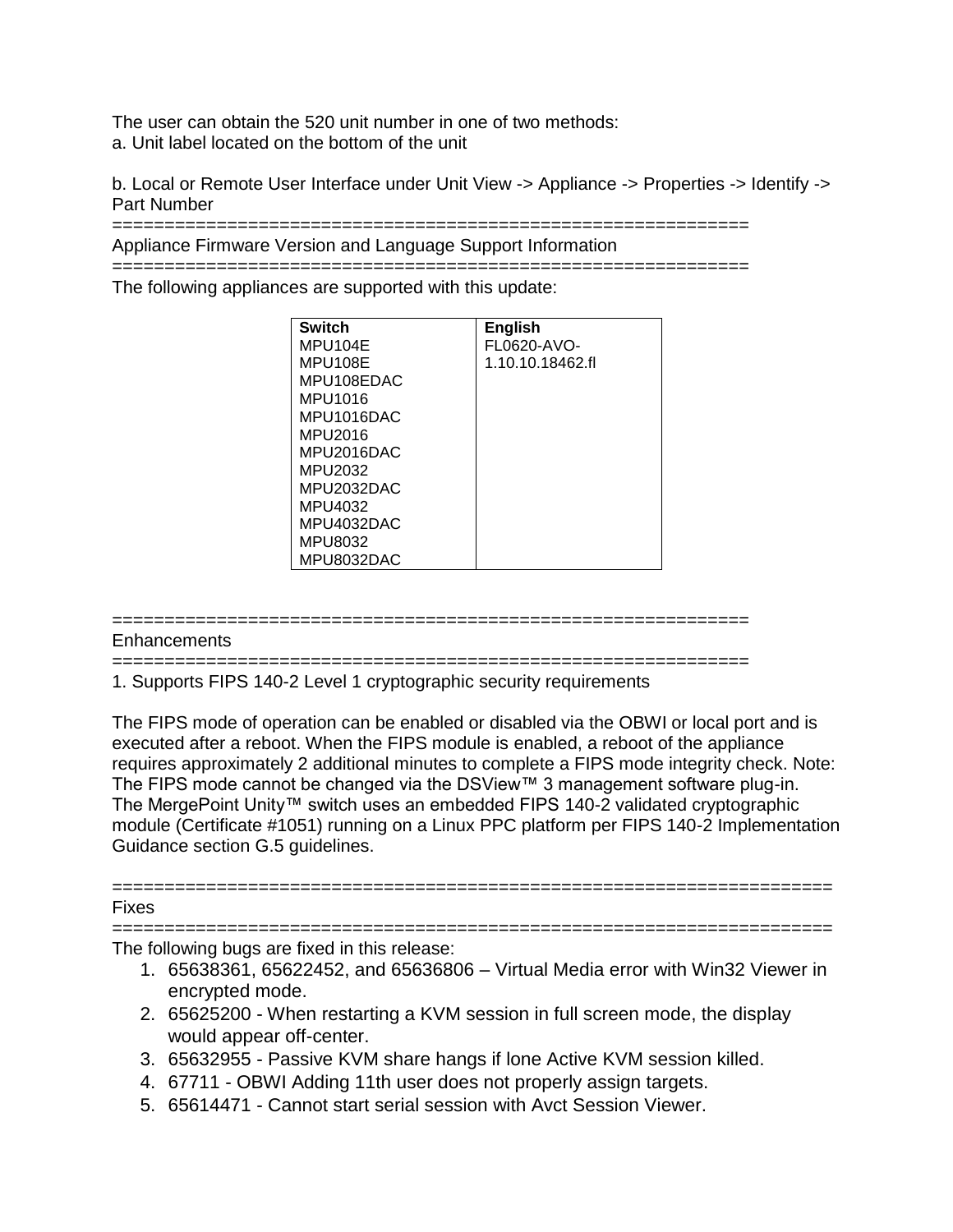The user can obtain the 520 unit number in one of two methods:
a. Unit label located on the bottom of the unit

b. Local or Remote User Interface under Unit View -> Appliance -> Properties -> Identify -> Part Number

==============================================================

Appliance Firmware Version and Language Support Information

==============================================================

The following appliances are supported with this update:

| Switch | English |
|---|---|
| MPU104E<br>MPU108E<br>MPU108EDAC<br>MPU1016<br>MPU1016DAC<br>MPU2016<br>MPU2016DAC<br>MPU2032<br>MPU2032DAC<br>MPU4032<br>MPU4032DAC<br>MPU8032<br>MPU8032DAC | FL0620-AVO-1.10.10.18462.fl |

==============================================================

Enhancements

==============================================================

1. Supports FIPS 140-2 Level 1 cryptographic security requirements

The FIPS mode of operation can be enabled or disabled via the OBWI or local port and is executed after a reboot. When the FIPS module is enabled, a reboot of the appliance requires approximately 2 additional minutes to complete a FIPS mode integrity check. Note: The FIPS mode cannot be changed via the DSView™ 3 management software plug-in. The MergePoint Unity™ switch uses an embedded FIPS 140-2 validated cryptographic module (Certificate #1051) running on a Linux PPC platform per FIPS 140-2 Implementation Guidance section G.5 guidelines.

======================================================================

Fixes

======================================================================

The following bugs are fixed in this release:

1. 65638361, 65622452, and 65636806 – Virtual Media error with Win32 Viewer in encrypted mode.
2. 65625200 - When restarting a KVM session in full screen mode, the display would appear off-center.
3. 65632955 - Passive KVM share hangs if lone Active KVM session killed.
4. 67711 - OBWI Adding 11th user does not properly assign targets.
5. 65614471 - Cannot start serial session with Avct Session Viewer.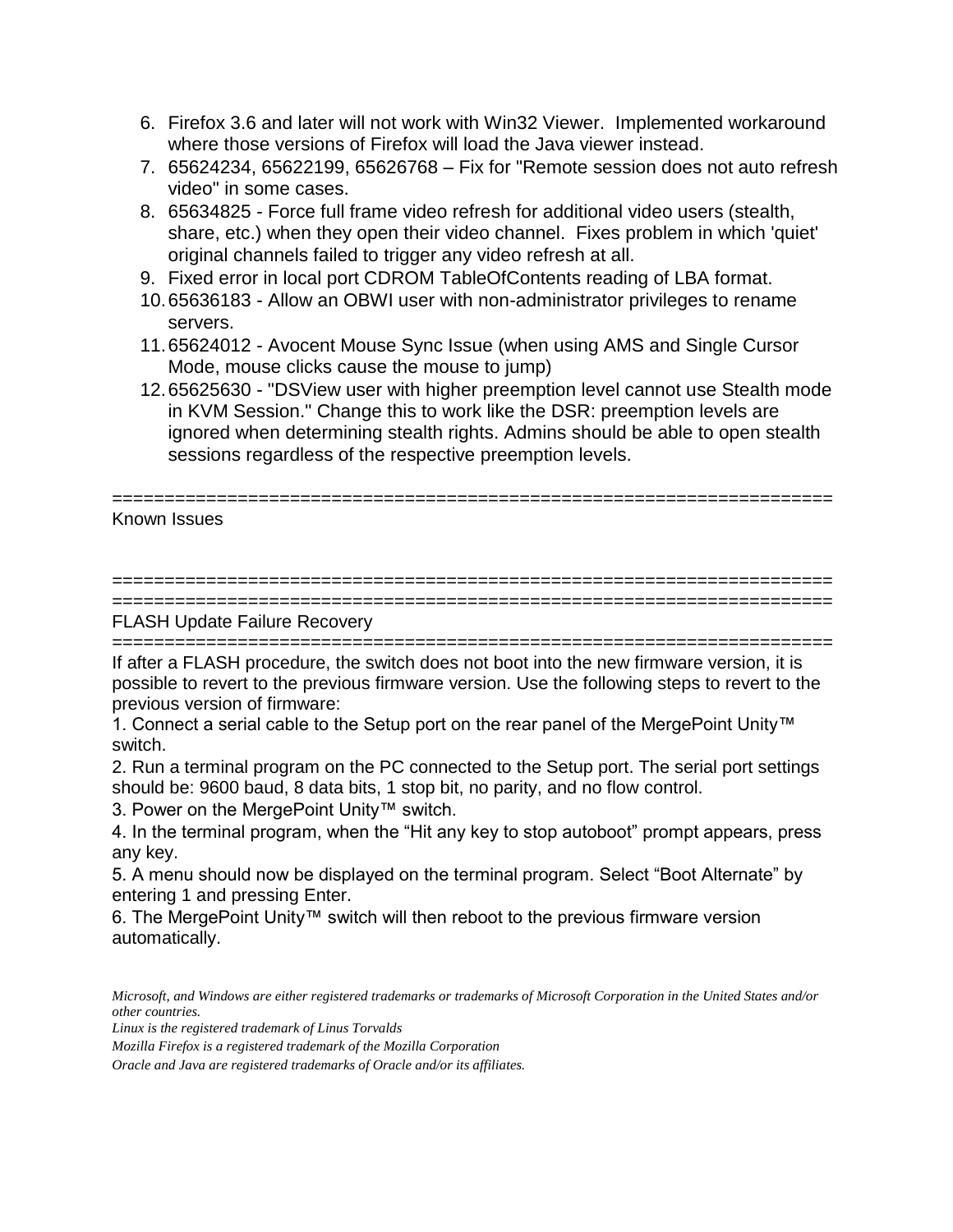6. Firefox 3.6 and later will not work with Win32 Viewer. Implemented workaround where those versions of Firefox will load the Java viewer instead.
7. 65624234, 65622199, 65626768 – Fix for "Remote session does not auto refresh video" in some cases.
8. 65634825 - Force full frame video refresh for additional video users (stealth, share, etc.) when they open their video channel. Fixes problem in which 'quiet' original channels failed to trigger any video refresh at all.
9. Fixed error in local port CDROM TableOfContents reading of LBA format.
10. 65636183 - Allow an OBWI user with non-administrator privileges to rename servers.
11. 65624012 - Avocent Mouse Sync Issue (when using AMS and Single Cursor Mode, mouse clicks cause the mouse to jump)
12. 65625630 - "DSView user with higher preemption level cannot use Stealth mode in KVM Session." Change this to work like the DSR: preemption levels are ignored when determining stealth rights. Admins should be able to open stealth sessions regardless of the respective preemption levels.

===================================================================

Known Issues

===================================================================

===================================================================

FLASH Update Failure Recovery

===================================================================

If after a FLASH procedure, the switch does not boot into the new firmware version, it is possible to revert to the previous firmware version. Use the following steps to revert to the previous version of firmware:

1. Connect a serial cable to the Setup port on the rear panel of the MergePoint Unity™ switch.
2. Run a terminal program on the PC connected to the Setup port. The serial port settings should be: 9600 baud, 8 data bits, 1 stop bit, no parity, and no flow control.
3. Power on the MergePoint Unity™ switch.
4. In the terminal program, when the “Hit any key to stop autoboot” prompt appears, press any key.
5. A menu should now be displayed on the terminal program. Select “Boot Alternate” by entering 1 and pressing Enter.
6. The MergePoint Unity™ switch will then reboot to the previous firmware version automatically.

*Microsoft, and Windows are either registered trademarks or trademarks of Microsoft Corporation in the United States and/or other countries.*

*Linux is the registered trademark of Linus Torvalds*

*Mozilla Firefox is a registered trademark of the Mozilla Corporation*

*Oracle and Java are registered trademarks of Oracle and/or its affiliates.*